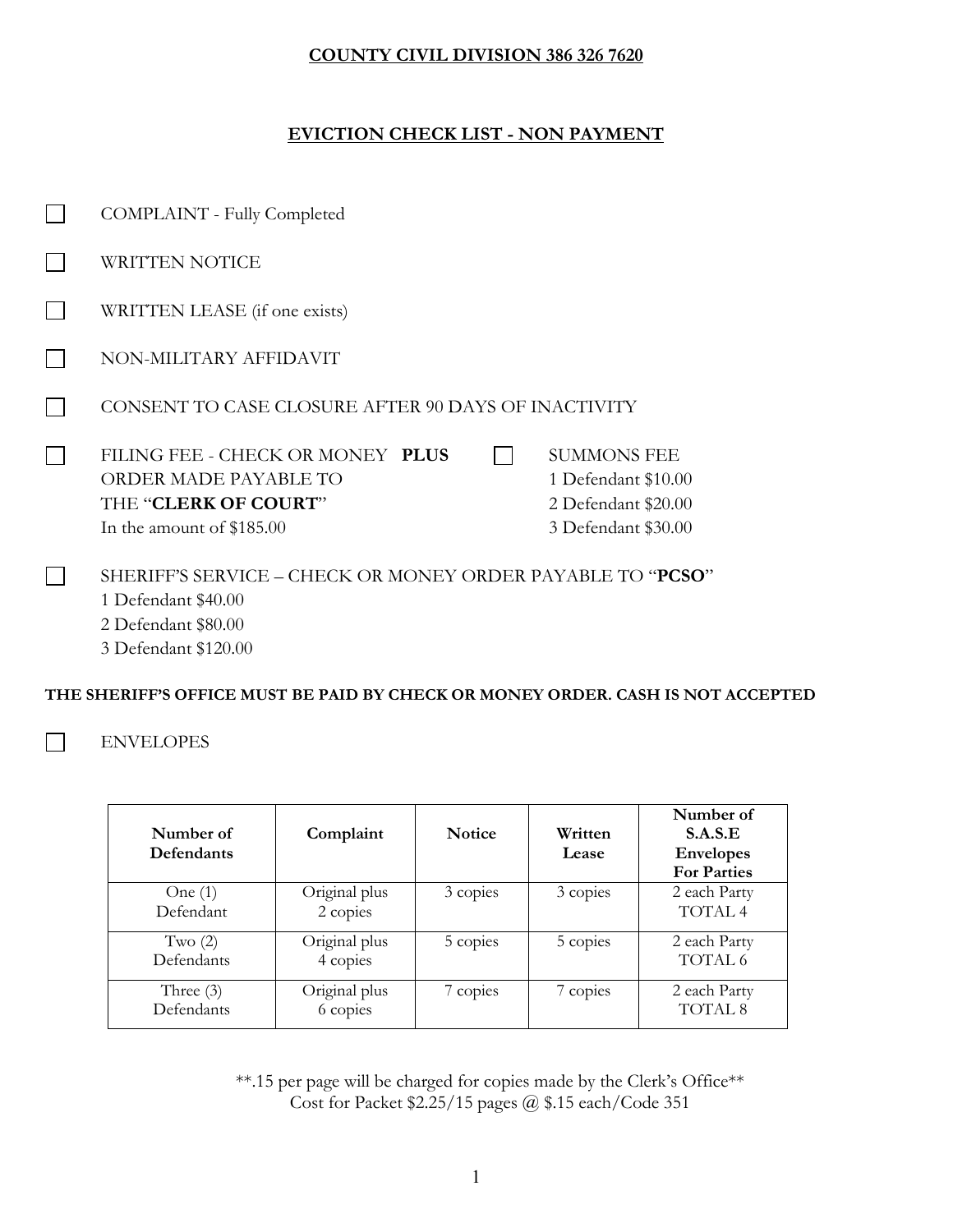**COUNTY CIVIL DIVISION 386 326 7620**

**EVICTION CHECK LIST - NON PAYMENT**

- ☐ COMPLAINT - Fully Completed
- ☐ WRITTEN NOTICE
- ☐ WRITTEN LEASE (if one exists)
- ☐ NON-MILITARY AFFIDAVIT
- ☐ CONSENT TO CASE CLOSURE AFTER 90 DAYS OF INACTIVITY
- ☐ FILING FEE - CHECK OR MONEY ORDER MADE PAYABLE TO THE "**CLERK OF COURT**" In the amount of $185.00 **PLUS** ☐ SUMMONS FEE
  - 1 Defendant $10.00
  - 2 Defendant $20.00
  - 3 Defendant $30.00
- ☐ SHERIFF'S SERVICE – CHECK OR MONEY ORDER PAYABLE TO "**PCSO**"
  - 1 Defendant $40.00
  - 2 Defendant $80.00
  - 3 Defendant $120.00

**THE SHERIFF'S OFFICE MUST BE PAID BY CHECK OR MONEY ORDER. CASH IS NOT ACCEPTED**

- ☐ ENVELOPES

| Number of Defendants | Complaint | Notice | Written Lease | Number of S.A.S.E Envelopes For Parties |
|---|---|---|---|---|
| One (1) Defendant | Original plus 2 copies | 3 copies | 3 copies | 2 each Party TOTAL 4 |
| Two (2) Defendants | Original plus 4 copies | 5 copies | 5 copies | 2 each Party TOTAL 6 |
| Three (3) Defendants | Original plus 6 copies | 7 copies | 7 copies | 2 each Party TOTAL 8 |

**.15 per page will be charged for copies made by the Clerk's Office**
Cost for Packet $2.25/15 pages @ $.15 each/Code 351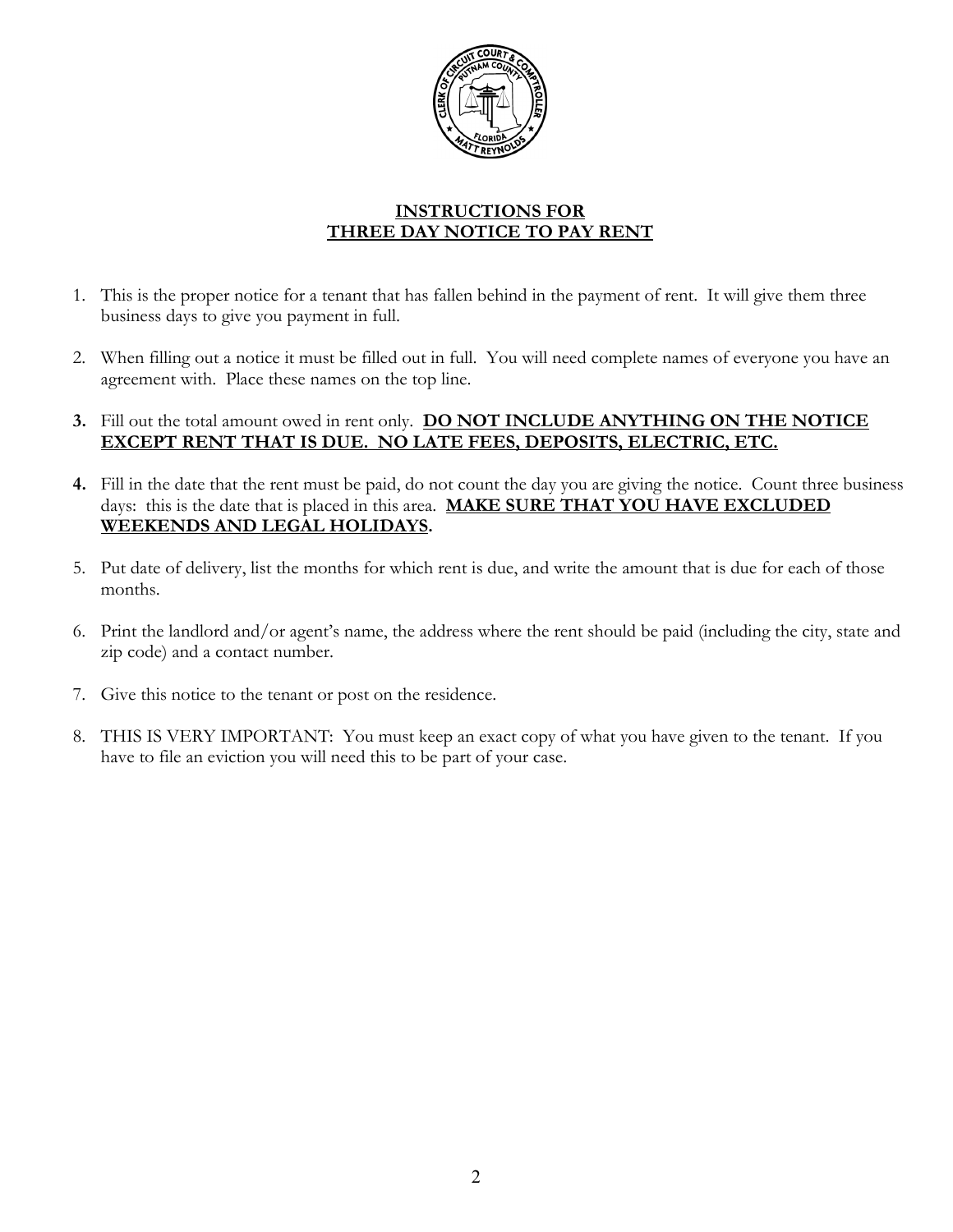## INSTRUCTIONS FOR THREE DAY NOTICE TO PAY RENT

1. This is the proper notice for a tenant that has fallen behind in the payment of rent. It will give them three business days to give you payment in full.

2. When filling out a notice it must be filled out in full. You will need complete names of everyone you have an agreement with. Place these names on the top line.

3. Fill out the total amount owed in rent only. **DO NOT INCLUDE ANYTHING ON THE NOTICE EXCEPT RENT THAT IS DUE. NO LATE FEES, DEPOSITS, ELECTRIC, ETC.**

4. Fill in the date that the rent must be paid, do not count the day you are giving the notice. Count three business days: this is the date that is placed in this area. **MAKE SURE THAT YOU HAVE EXCLUDED WEEKENDS AND LEGAL HOLIDAYS.**

5. Put date of delivery, list the months for which rent is due, and write the amount that is due for each of those months.

6. Print the landlord and/or agent's name, the address where the rent should be paid (including the city, state and zip code) and a contact number.

7. Give this notice to the tenant or post on the residence.

8. THIS IS VERY IMPORTANT: You must keep an exact copy of what you have given to the tenant. If you have to file an eviction you will need this to be part of your case.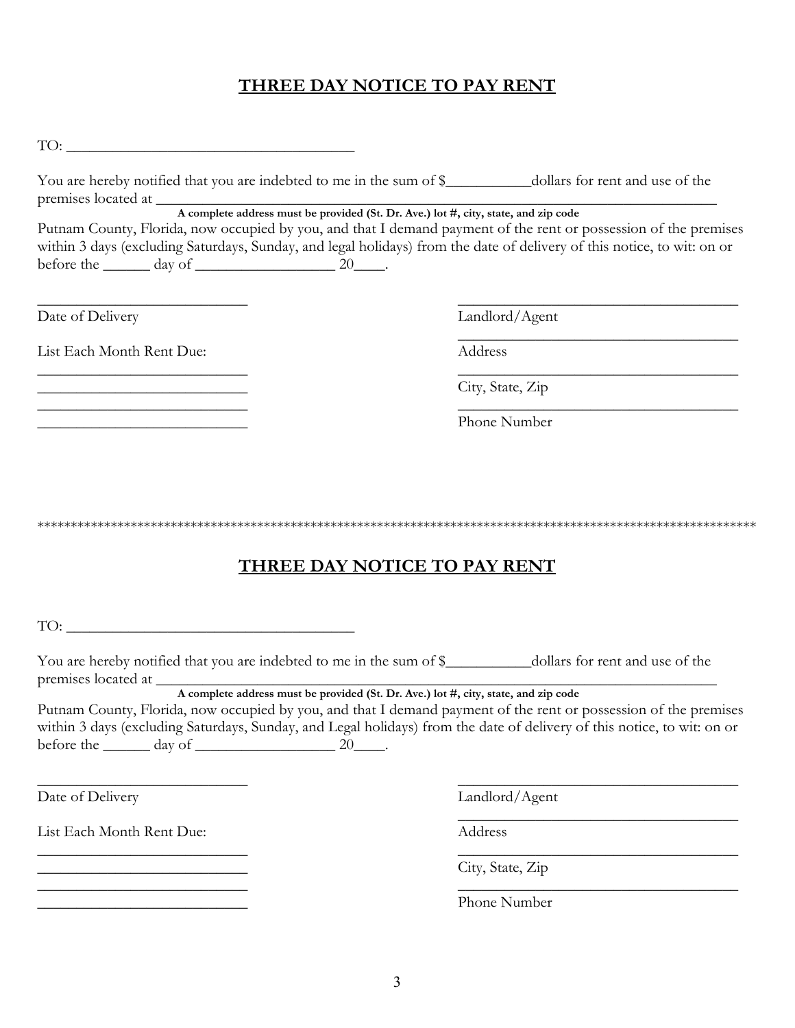## THREE DAY NOTICE TO PAY RENT

TO: ______________________________________

You are hereby notified that you are indebted to me in the sum of $___________dollars for rent and use of the premises located at ______________________________________________________________________________

**A complete address must be provided (St. Dr. Ave.) lot #, city, state, and zip code**

Putnam County, Florida, now occupied by you, and that I demand payment of the rent or possession of the premises within 3 days (excluding Saturdays, Sunday, and legal holidays) from the date of delivery of this notice, to wit: on or before the ______ day of __________________ 20____.

____________________________
Date of Delivery

List Each Month Rent Due:

____________________________
____________________________
____________________________
____________________________

______________________________________
Landlord/Agent

______________________________________
Address

______________________________________
City, State, Zip

______________________________________
Phone Number

***************************************************************************************************************

## THREE DAY NOTICE TO PAY RENT

TO: ______________________________________

You are hereby notified that you are indebted to me in the sum of $___________dollars for rent and use of the premises located at ______________________________________________________________________________

**A complete address must be provided (St. Dr. Ave.) lot #, city, state, and zip code**

Putnam County, Florida, now occupied by you, and that I demand payment of the rent or possession of the premises within 3 days (excluding Saturdays, Sunday, and Legal holidays) from the date of delivery of this notice, to wit: on or before the ______ day of __________________ 20____.

____________________________
Date of Delivery

List Each Month Rent Due:

____________________________
____________________________
____________________________
____________________________

______________________________________
Landlord/Agent

______________________________________
Address

______________________________________
City, State, Zip

______________________________________
Phone Number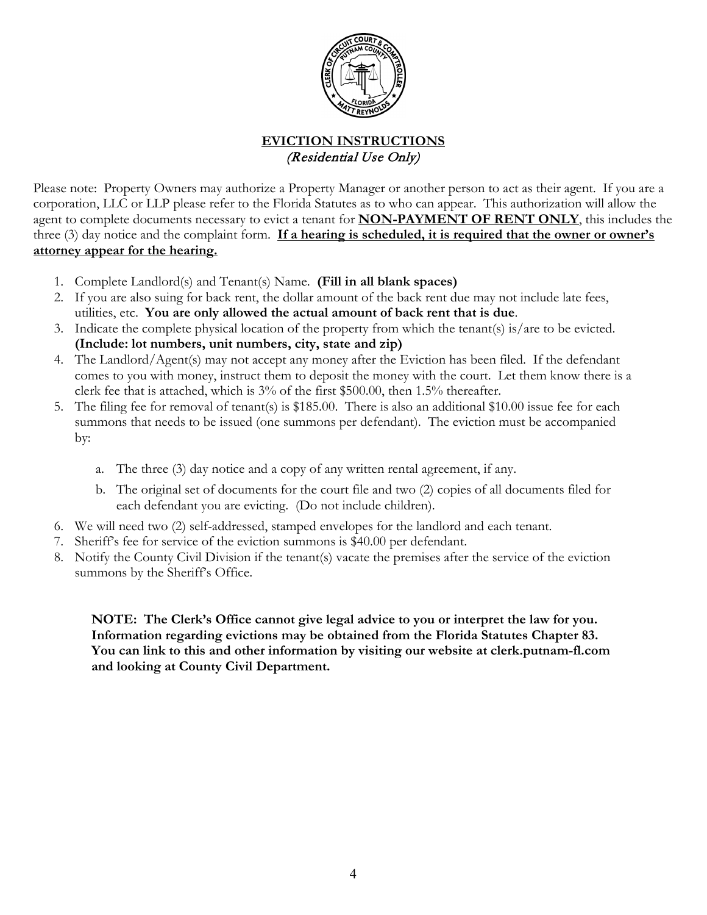## EVICTION INSTRUCTIONS
*(Residential Use Only)*

Please note: Property Owners may authorize a Property Manager or another person to act as their agent. If you are a corporation, LLC or LLP please refer to the Florida Statutes as to who can appear. This authorization will allow the agent to complete documents necessary to evict a tenant for **NON-PAYMENT OF RENT ONLY**, this includes the three (3) day notice and the complaint form. **If a hearing is scheduled, it is required that the owner or owner's attorney appear for the hearing.**

1. Complete Landlord(s) and Tenant(s) Name. **(Fill in all blank spaces)**
2. If you are also suing for back rent, the dollar amount of the back rent due may not include late fees, utilities, etc. **You are only allowed the actual amount of back rent that is due**.
3. Indicate the complete physical location of the property from which the tenant(s) is/are to be evicted. **(Include: lot numbers, unit numbers, city, state and zip)**
4. The Landlord/Agent(s) may not accept any money after the Eviction has been filed. If the defendant comes to you with money, instruct them to deposit the money with the court. Let them know there is a clerk fee that is attached, which is 3% of the first $500.00, then 1.5% thereafter.
5. The filing fee for removal of tenant(s) is $185.00. There is also an additional $10.00 issue fee for each summons that needs to be issued (one summons per defendant). The eviction must be accompanied by:
   a. The three (3) day notice and a copy of any written rental agreement, if any.
   b. The original set of documents for the court file and two (2) copies of all documents filed for each defendant you are evicting. (Do not include children).
6. We will need two (2) self-addressed, stamped envelopes for the landlord and each tenant.
7. Sheriff's fee for service of the eviction summons is $40.00 per defendant.
8. Notify the County Civil Division if the tenant(s) vacate the premises after the service of the eviction summons by the Sheriff's Office.

**NOTE: The Clerk's Office cannot give legal advice to you or interpret the law for you. Information regarding evictions may be obtained from the Florida Statutes Chapter 83. You can link to this and other information by visiting our website at clerk.putnam-fl.com and looking at County Civil Department.**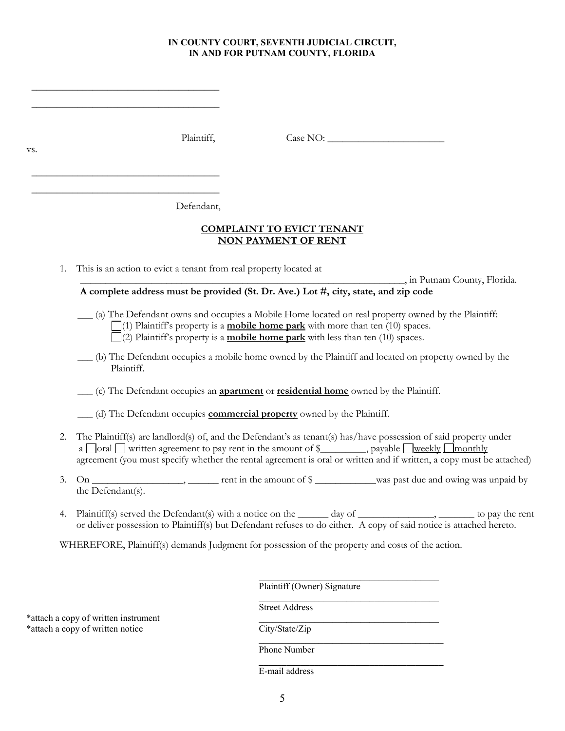**IN COUNTY COURT, SEVENTH JUDICIAL CIRCUIT,**
**IN AND FOR PUTNAM COUNTY, FLORIDA**

\_\_\_\_\_\_\_\_\_\_\_\_\_\_\_\_\_\_\_\_\_\_\_\_\_\_\_\_\_\_\_\_\_\_\_\_\_\_

\_\_\_\_\_\_\_\_\_\_\_\_\_\_\_\_\_\_\_\_\_\_\_\_\_\_\_\_\_\_\_\_\_\_\_\_\_\_

Plaintiff, Case NO: \_\_\_\_\_\_\_\_\_\_\_\_\_\_\_\_\_\_\_\_\_\_\_\_

vs.

\_\_\_\_\_\_\_\_\_\_\_\_\_\_\_\_\_\_\_\_\_\_\_\_\_\_\_\_\_\_\_\_\_\_\_\_\_\_

\_\_\_\_\_\_\_\_\_\_\_\_\_\_\_\_\_\_\_\_\_\_\_\_\_\_\_\_\_\_\_\_\_\_\_\_\_\_

Defendant,

**COMPLAINT TO EVICT TENANT**
**NON PAYMENT OF RENT**

1. This is an action to evict a tenant from real property located at \_\_\_\_\_\_\_\_\_\_\_\_\_\_\_\_\_\_\_\_\_\_\_\_\_\_\_\_\_\_\_\_\_\_\_\_\_\_\_\_\_\_\_\_\_\_\_\_\_\_\_\_\_\_\_\_\_\_\_\_\_\_\_\_\_\_, in Putnam County, Florida.
   **A complete address must be provided (St. Dr. Ave.) Lot #, city, state, and zip code**

   \_\_\_ (a) The Defendant owns and occupies a Mobile Home located on real property owned by the Plaintiff:
   - ☐ (1) Plaintiff's property is a **mobile home park** with more than ten (10) spaces.
   - ☐ (2) Plaintiff's property is a **mobile home park** with less than ten (10) spaces.

   \_\_\_ (b) The Defendant occupies a mobile home owned by the Plaintiff and located on property owned by the Plaintiff.

   \_\_\_ (c) The Defendant occupies an **apartment** or **residential home** owned by the Plaintiff.

   \_\_\_ (d) The Defendant occupies **commercial property** owned by the Plaintiff.

2. The Plaintiff(s) are landlord(s) of, and the Defendant's as tenant(s) has/have possession of said property under a ☐ oral ☐ written agreement to pay rent in the amount of $\_\_\_\_\_\_\_\_\_, payable ☐ weekly ☐ monthly agreement (you must specify whether the rental agreement is oral or written and if written, a copy must be attached)

3. On \_\_\_\_\_\_\_\_\_\_\_\_\_\_\_\_\_\_, \_\_\_\_\_\_ rent in the amount of $ \_\_\_\_\_\_\_\_\_\_\_\_was past due and owing was unpaid by the Defendant(s).

4. Plaintiff(s) served the Defendant(s) with a notice on the \_\_\_\_\_\_ day of \_\_\_\_\_\_\_\_\_\_\_\_\_\_\_, \_\_\_\_\_\_\_ to pay the rent or deliver possession to Plaintiff(s) but Defendant refuses to do either. A copy of said notice is attached hereto.

WHEREFORE, Plaintiff(s) demands Judgment for possession of the property and costs of the action.

\_\_\_\_\_\_\_\_\_\_\_\_\_\_\_\_\_\_\_\_\_\_\_\_\_\_\_\_\_\_\_\_\_\_\_\_\_\_
Plaintiff (Owner) Signature

\_\_\_\_\_\_\_\_\_\_\_\_\_\_\_\_\_\_\_\_\_\_\_\_\_\_\_\_\_\_\_\_\_\_\_\_\_\_
Street Address

\_\_\_\_\_\_\_\_\_\_\_\_\_\_\_\_\_\_\_\_\_\_\_\_\_\_\_\_\_\_\_\_\_\_\_\_\_\_
City/State/Zip

\_\_\_\_\_\_\_\_\_\_\_\_\_\_\_\_\_\_\_\_\_\_\_\_\_\_\_\_\_\_\_\_\_\_\_\_\_\_
Phone Number

\_\_\_\_\_\_\_\_\_\_\_\_\_\_\_\_\_\_\_\_\_\_\_\_\_\_\_\_\_\_\_\_\_\_\_\_\_\_
E-mail address

*attach a copy of written instrument
*attach a copy of written notice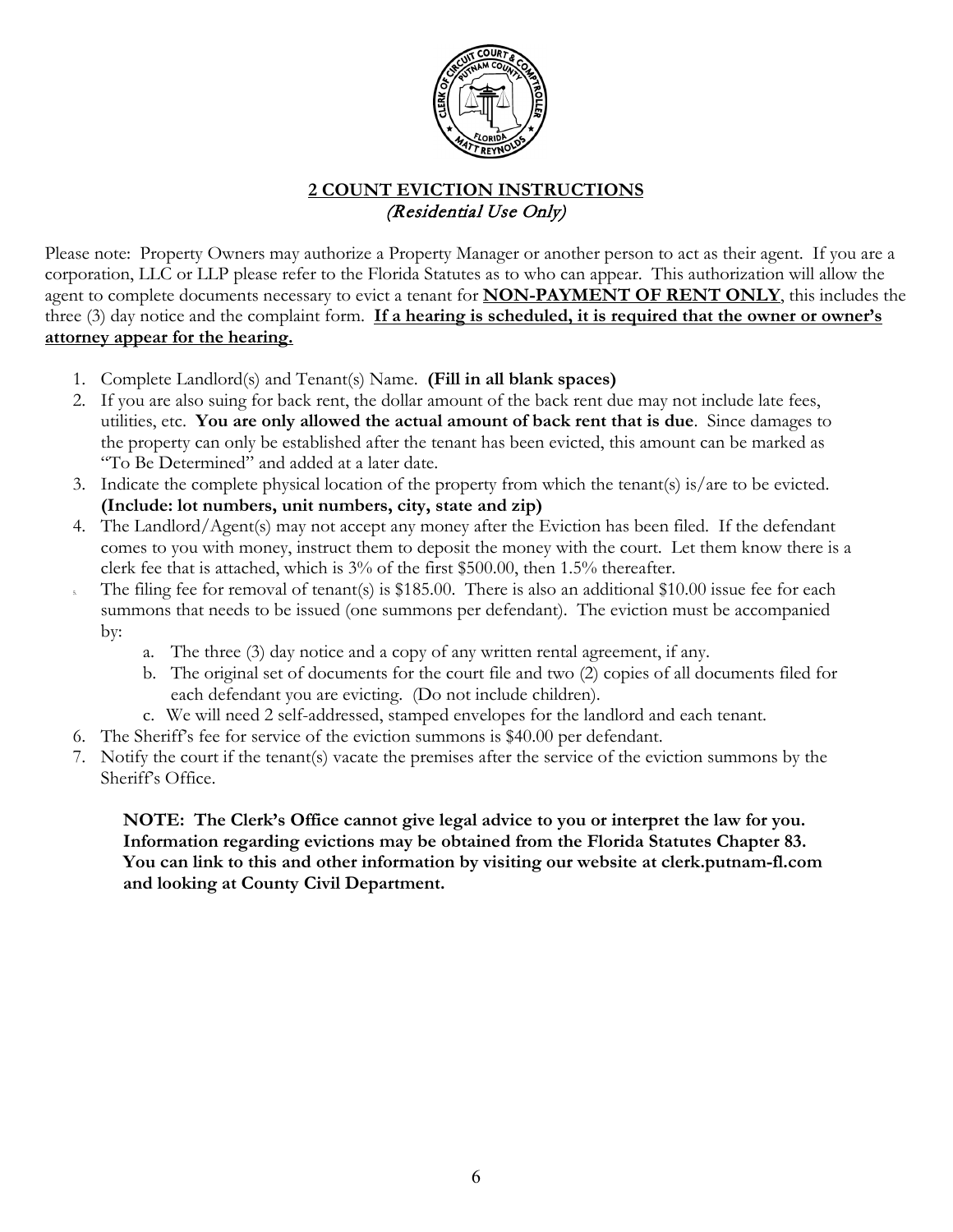## **2 COUNT EVICTION INSTRUCTIONS**
*(Residential Use Only)*

Please note: Property Owners may authorize a Property Manager or another person to act as their agent. If you are a corporation, LLC or LLP please refer to the Florida Statutes as to who can appear. This authorization will allow the agent to complete documents necessary to evict a tenant for **NON-PAYMENT OF RENT ONLY**, this includes the three (3) day notice and the complaint form. **If a hearing is scheduled, it is required that the owner or owner's attorney appear for the hearing.**

1. Complete Landlord(s) and Tenant(s) Name. **(Fill in all blank spaces)**
2. If you are also suing for back rent, the dollar amount of the back rent due may not include late fees, utilities, etc. **You are only allowed the actual amount of back rent that is due**. Since damages to the property can only be established after the tenant has been evicted, this amount can be marked as "To Be Determined" and added at a later date.
3. Indicate the complete physical location of the property from which the tenant(s) is/are to be evicted. **(Include: lot numbers, unit numbers, city, state and zip)**
4. The Landlord/Agent(s) may not accept any money after the Eviction has been filed. If the defendant comes to you with money, instruct them to deposit the money with the court. Let them know there is a clerk fee that is attached, which is 3% of the first $500.00, then 1.5% thereafter.
5. The filing fee for removal of tenant(s) is $185.00. There is also an additional $10.00 issue fee for each summons that needs to be issued (one summons per defendant). The eviction must be accompanied by:
   a. The three (3) day notice and a copy of any written rental agreement, if any.
   b. The original set of documents for the court file and two (2) copies of all documents filed for each defendant you are evicting. (Do not include children).
   c. We will need 2 self-addressed, stamped envelopes for the landlord and each tenant.
6. The Sheriff's fee for service of the eviction summons is $40.00 per defendant.
7. Notify the court if the tenant(s) vacate the premises after the service of the eviction summons by the Sheriff's Office.

**NOTE: The Clerk's Office cannot give legal advice to you or interpret the law for you. Information regarding evictions may be obtained from the Florida Statutes Chapter 83. You can link to this and other information by visiting our website at clerk.putnam-fl.com and looking at County Civil Department.**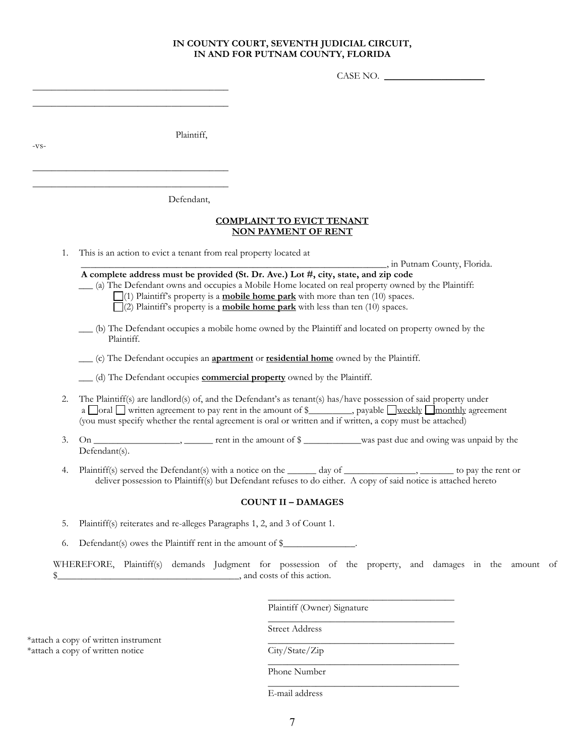**IN COUNTY COURT, SEVENTH JUDICIAL CIRCUIT,**
**IN AND FOR PUTNAM COUNTY, FLORIDA**

CASE NO. ____________________

________________________________________

________________________________________

Plaintiff,

-vs-

________________________________________

________________________________________

Defendant,

**COMPLAINT TO EVICT TENANT**
**NON PAYMENT OF RENT**

1. This is an action to evict a tenant from real property located at ____________________________________________________________________, in Putnam County, Florida.
   **A complete address must be provided (St. Dr. Ave.) Lot #, city, state, and zip code**
   ___ (a) The Defendant owns and occupies a Mobile Home located on real property owned by the Plaintiff:
      ☐(1) Plaintiff's property is a **mobile home park** with more than ten (10) spaces.
      ☐(2) Plaintiff's property is a **mobile home park** with less than ten (10) spaces.

   ___ (b) The Defendant occupies a mobile home owned by the Plaintiff and located on property owned by the Plaintiff.

   ___ (c) The Defendant occupies an **apartment** or **residential home** owned by the Plaintiff.

   ___ (d) The Defendant occupies **commercial property** owned by the Plaintiff.

2. The Plaintiff(s) are landlord(s) of, and the Defendant's as tenant(s) has/have possession of said property under a ☐oral ☐ written agreement to pay rent in the amount of $_________, payable ☐weekly ☐monthly agreement (you must specify whether the rental agreement is oral or written and if written, a copy must be attached)

3. On _________________, ______ rent in the amount of $ ____________was past due and owing was unpaid by the Defendant(s).

4. Plaintiff(s) served the Defendant(s) with a notice on the ______ day of ______________, _______ to pay the rent or deliver possession to Plaintiff(s) but Defendant refuses to do either. A copy of said notice is attached hereto

**COUNT II – DAMAGES**

5. Plaintiff(s) reiterates and re-alleges Paragraphs 1, 2, and 3 of Count 1.

6. Defendant(s) owes the Plaintiff rent in the amount of $______________.

WHEREFORE, Plaintiff(s) demands Judgment for possession of the property, and damages in the amount of $_____________________________________, and costs of this action.

________________________________________
Plaintiff (Owner) Signature

________________________________________
Street Address

________________________________________
City/State/Zip

________________________________________
Phone Number

________________________________________
E-mail address

*attach a copy of written instrument
*attach a copy of written notice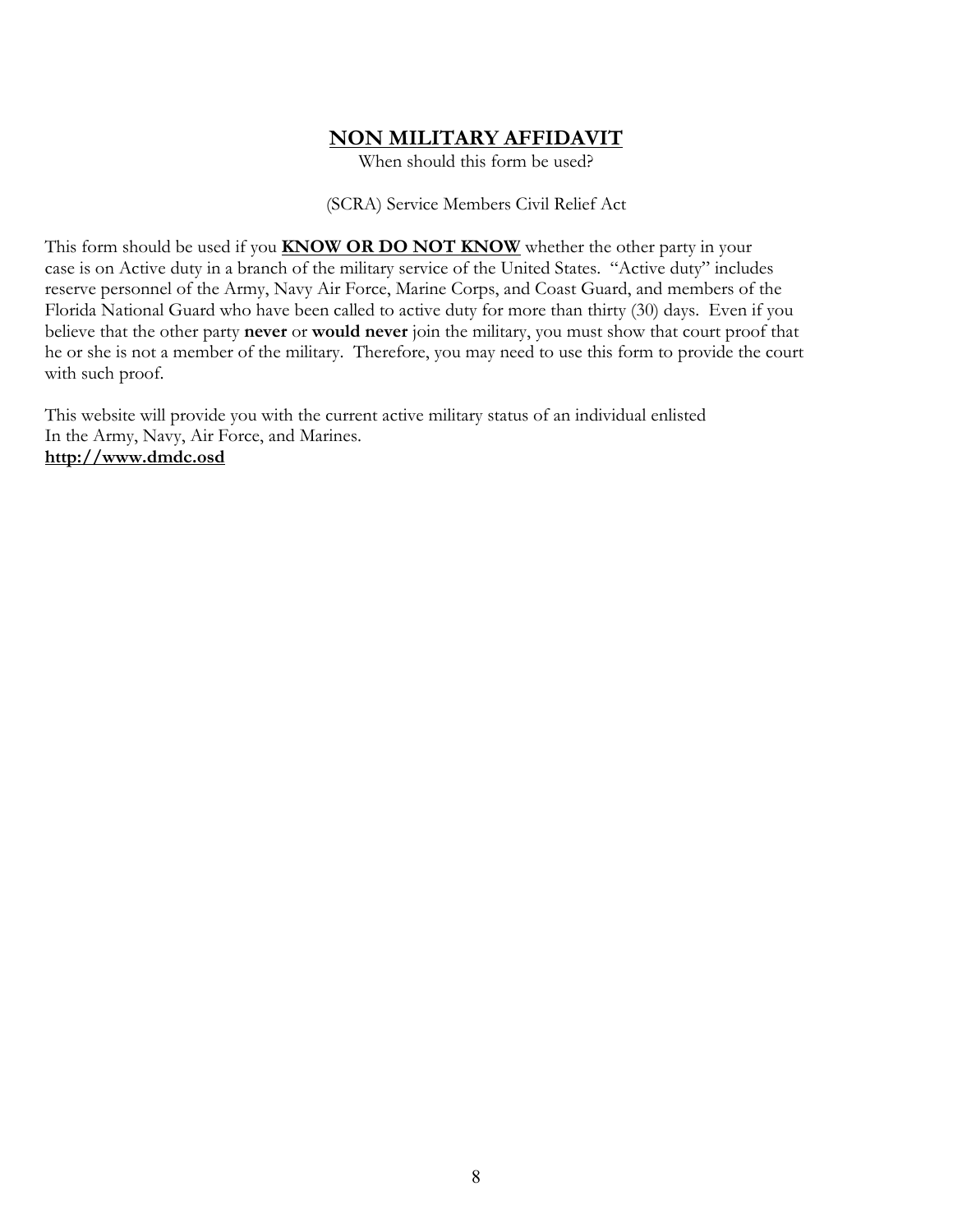# **NON MILITARY AFFIDAVIT**

When should this form be used?

(SCRA) Service Members Civil Relief Act

This form should be used if you **KNOW OR DO NOT KNOW** whether the other party in your case is on Active duty in a branch of the military service of the United States. "Active duty" includes reserve personnel of the Army, Navy Air Force, Marine Corps, and Coast Guard, and members of the Florida National Guard who have been called to active duty for more than thirty (30) days. Even if you believe that the other party **never** or **would never** join the military, you must show that court proof that he or she is not a member of the military. Therefore, you may need to use this form to provide the court with such proof.

This website will provide you with the current active military status of an individual enlisted In the Army, Navy, Air Force, and Marines.
**http://www.dmdc.osd**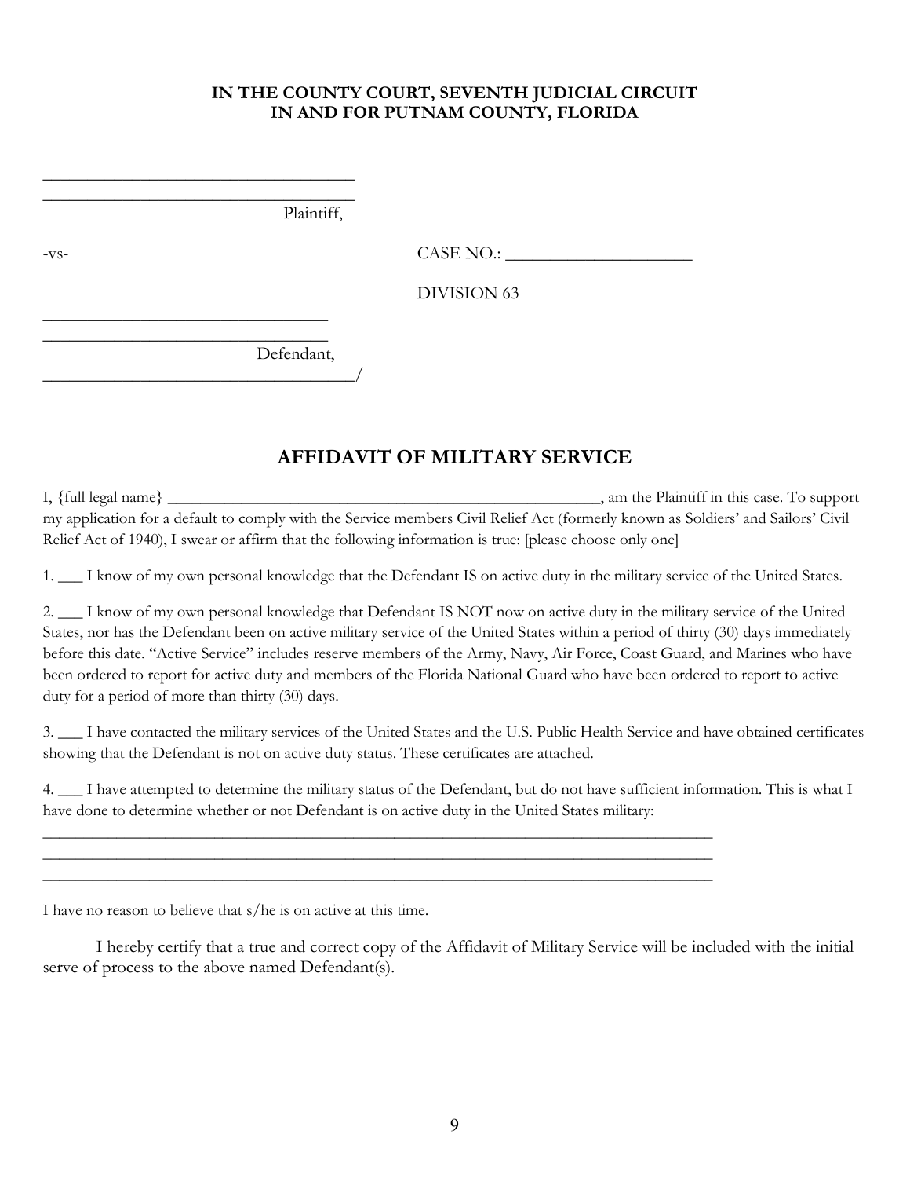**IN THE COUNTY COURT, SEVENTH JUDICIAL CIRCUIT**
**IN AND FOR PUTNAM COUNTY, FLORIDA**

___________________________________
___________________________________
Plaintiff,

-vs- CASE NO.: ____________________

DIVISION 63

______________________________
______________________________
Defendant,
___________________________________/

## AFFIDAVIT OF MILITARY SERVICE

I, {full legal name} ________________________________________________, am the Plaintiff in this case. To support my application for a default to comply with the Service members Civil Relief Act (formerly known as Soldiers' and Sailors' Civil Relief Act of 1940), I swear or affirm that the following information is true: [please choose only one]

1. ___ I know of my own personal knowledge that the Defendant IS on active duty in the military service of the United States.

2. ___ I know of my own personal knowledge that Defendant IS NOT now on active duty in the military service of the United States, nor has the Defendant been on active military service of the United States within a period of thirty (30) days immediately before this date. "Active Service" includes reserve members of the Army, Navy, Air Force, Coast Guard, and Marines who have been ordered to report for active duty and members of the Florida National Guard who have been ordered to report to active duty for a period of more than thirty (30) days.

3. ___ I have contacted the military services of the United States and the U.S. Public Health Service and have obtained certificates showing that the Defendant is not on active duty status. These certificates are attached.

4. ___ I have attempted to determine the military status of the Defendant, but do not have sufficient information. This is what I have done to determine whether or not Defendant is on active duty in the United States military:
_______________________________________________________________________________
_______________________________________________________________________________
_______________________________________________________________________________

I have no reason to believe that s/he is on active at this time.

I hereby certify that a true and correct copy of the Affidavit of Military Service will be included with the initial serve of process to the above named Defendant(s).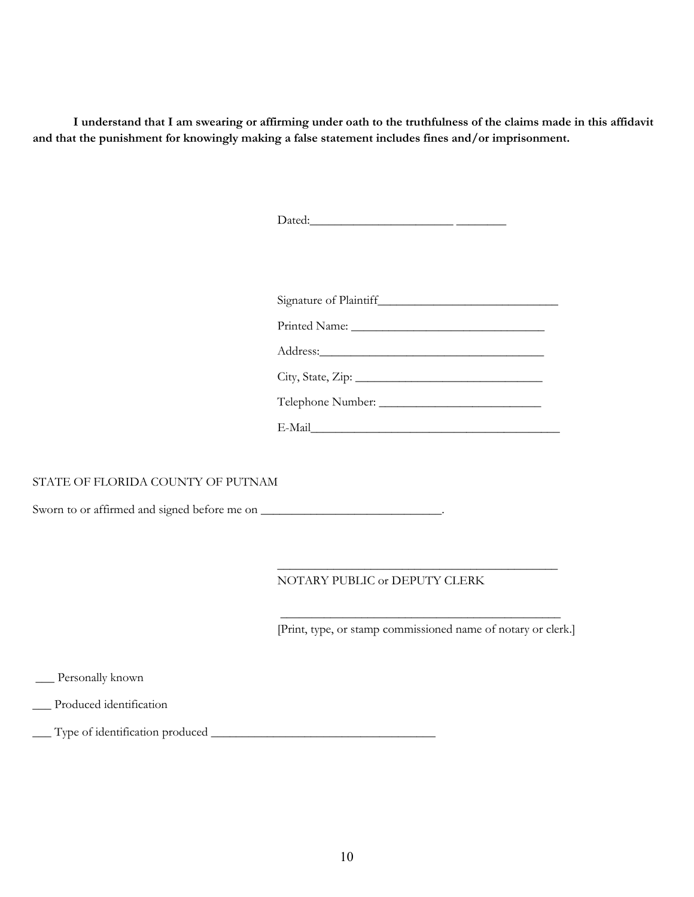**I understand that I am swearing or affirming under oath to the truthfulness of the claims made in this affidavit and that the punishment for knowingly making a false statement includes fines and/or imprisonment.**

Dated:______________________ ________

Signature of Plaintiff____________________________

Printed Name: ______________________________

Address:___________________________________

City, State, Zip: _____________________________

Telephone Number: _________________________

E-Mail_______________________________________

STATE OF FLORIDA COUNTY OF PUTNAM

Sworn to or affirmed and signed before me on ____________________________.

_____________________________________________

NOTARY PUBLIC or DEPUTY CLERK

_____________________________________________

[Print, type, or stamp commissioned name of notary or clerk.]

___ Personally known

___ Produced identification

___ Type of identification produced ___________________________________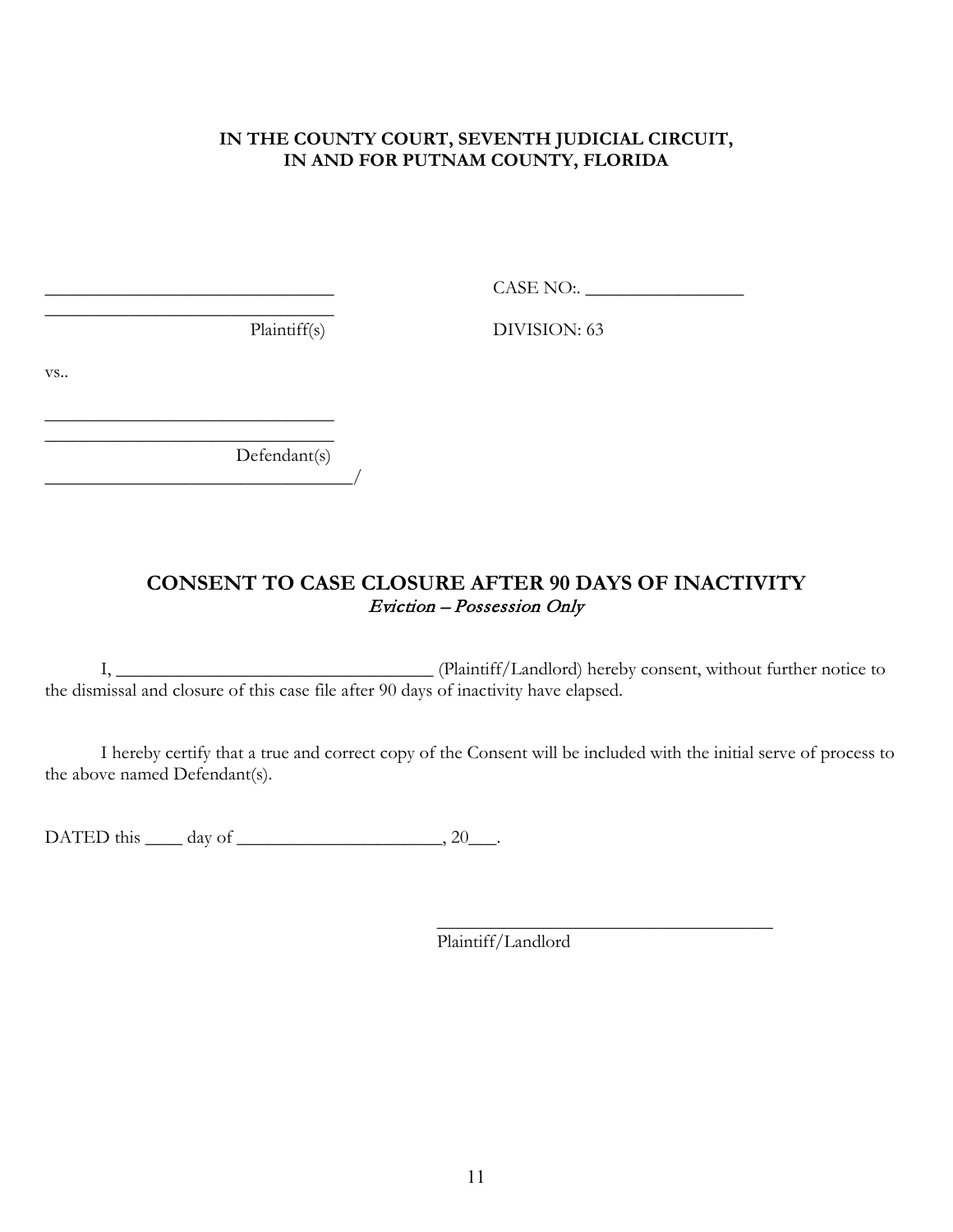**IN THE COUNTY COURT, SEVENTH JUDICIAL CIRCUIT,**
**IN AND FOR PUTNAM COUNTY, FLORIDA**

_______________________________ CASE NO:. _________________
_______________________________
Plaintiff(s) DIVISION: 63

vs..

_______________________________
_______________________________
Defendant(s)
_________________________________/

## CONSENT TO CASE CLOSURE AFTER 90 DAYS OF INACTIVITY

*Eviction – Possession Only*

I, __________________________________ (Plaintiff/Landlord) hereby consent, without further notice to the dismissal and closure of this case file after 90 days of inactivity have elapsed.

I hereby certify that a true and correct copy of the Consent will be included with the initial serve of process to the above named Defendant(s).

DATED this ____ day of ______________________, 20___.

_____________________________________
Plaintiff/Landlord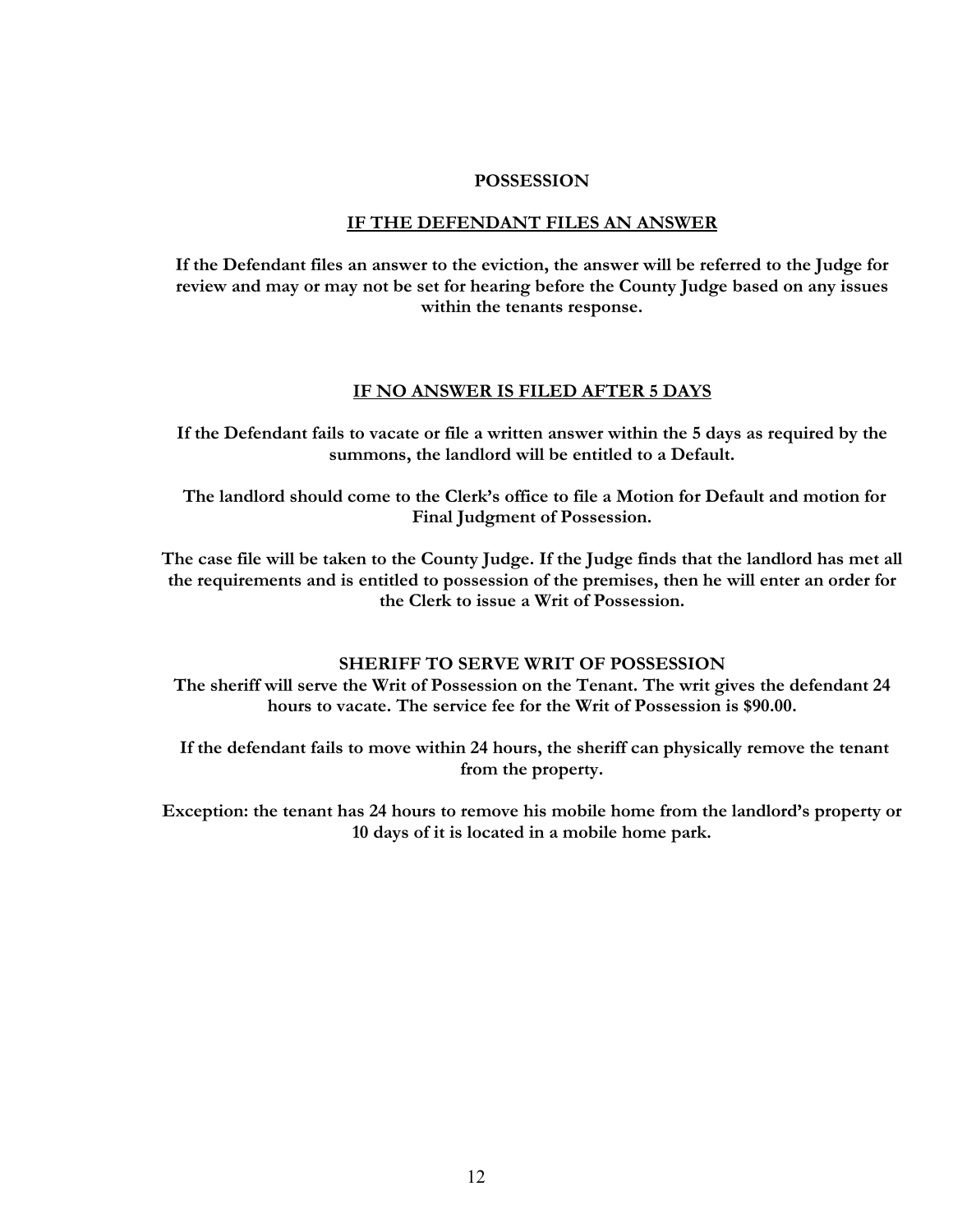# POSSESSION

## IF THE DEFENDANT FILES AN ANSWER

**If the Defendant files an answer to the eviction, the answer will be referred to the Judge for review and may or may not be set for hearing before the County Judge based on any issues within the tenants response.**

## IF NO ANSWER IS FILED AFTER 5 DAYS

**If the Defendant fails to vacate or file a written answer within the 5 days as required by the summons, the landlord will be entitled to a Default.**

**The landlord should come to the Clerk's office to file a Motion for Default and motion for Final Judgment of Possession.**

**The case file will be taken to the County Judge. If the Judge finds that the landlord has met all the requirements and is entitled to possession of the premises, then he will enter an order for the Clerk to issue a Writ of Possession.**

## SHERIFF TO SERVE WRIT OF POSSESSION

**The sheriff will serve the Writ of Possession on the Tenant. The writ gives the defendant 24 hours to vacate. The service fee for the Writ of Possession is $90.00.**

**If the defendant fails to move within 24 hours, the sheriff can physically remove the tenant from the property.**

**Exception: the tenant has 24 hours to remove his mobile home from the landlord's property or 10 days of it is located in a mobile home park.**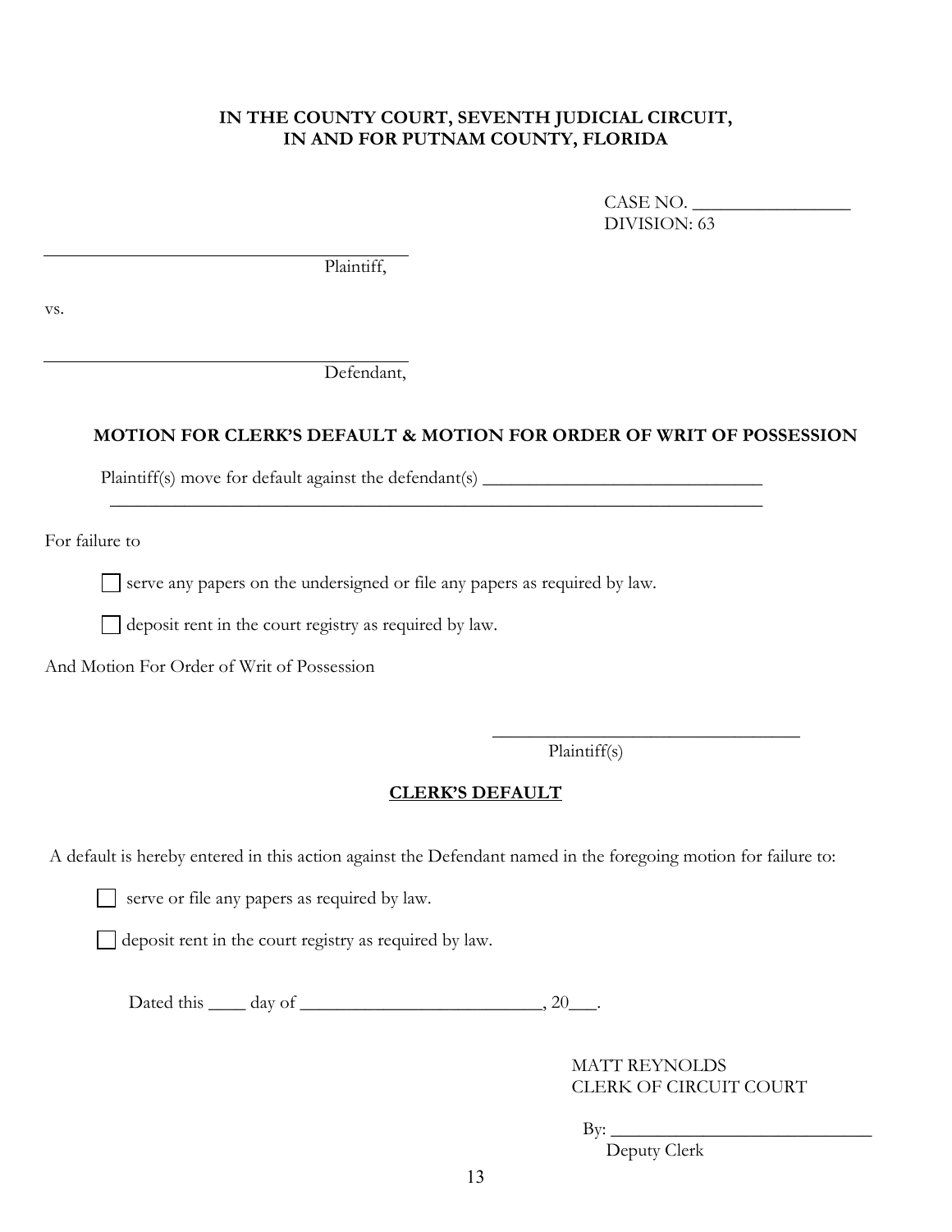**IN THE COUNTY COURT, SEVENTH JUDICIAL CIRCUIT,**
**IN AND FOR PUTNAM COUNTY, FLORIDA**

CASE NO. ___________________
DIVISION: 63

_______________________________________
Plaintiff,

vs.

_______________________________________
Defendant,

**MOTION FOR CLERK'S DEFAULT & MOTION FOR ORDER OF WRIT OF POSSESSION**

Plaintiff(s) move for default against the defendant(s) ________________________________
___________________________________________________________________________

For failure to

☐ serve any papers on the undersigned or file any papers as required by law.

☐ deposit rent in the court registry as required by law.

And Motion For Order of Writ of Possession

___________________________________
Plaintiff(s)

**CLERK'S DEFAULT**

A default is hereby entered in this action against the Defendant named in the foregoing motion for failure to:

☐ serve or file any papers as required by law.

☐ deposit rent in the court registry as required by law.

Dated this ____ day of ___________________________, 20___.

MATT REYNOLDS
CLERK OF CIRCUIT COURT

By: ______________________________
Deputy Clerk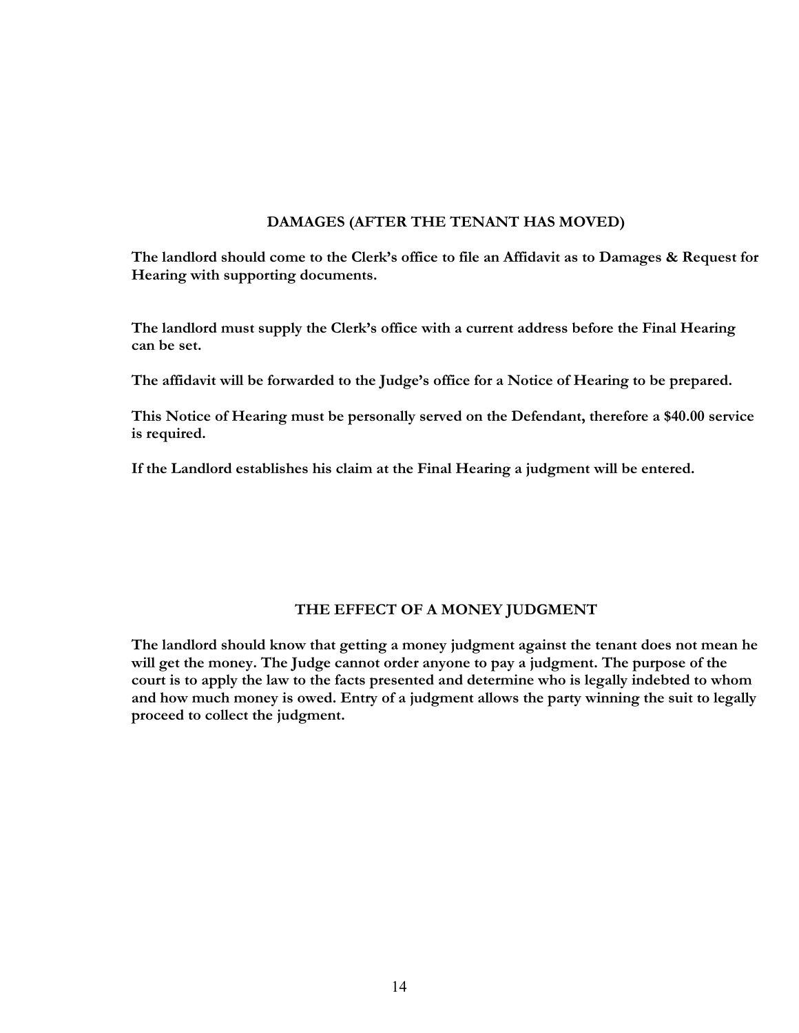## DAMAGES (AFTER THE TENANT HAS MOVED)

**The landlord should come to the Clerk's office to file an Affidavit as to Damages & Request for Hearing with supporting documents.**

**The landlord must supply the Clerk's office with a current address before the Final Hearing can be set.**

**The affidavit will be forwarded to the Judge's office for a Notice of Hearing to be prepared.**

**This Notice of Hearing must be personally served on the Defendant, therefore a $40.00 service is required.**

**If the Landlord establishes his claim at the Final Hearing a judgment will be entered.**

## THE EFFECT OF A MONEY JUDGMENT

**The landlord should know that getting a money judgment against the tenant does not mean he will get the money. The Judge cannot order anyone to pay a judgment. The purpose of the court is to apply the law to the facts presented and determine who is legally indebted to whom and how much money is owed. Entry of a judgment allows the party winning the suit to legally proceed to collect the judgment.**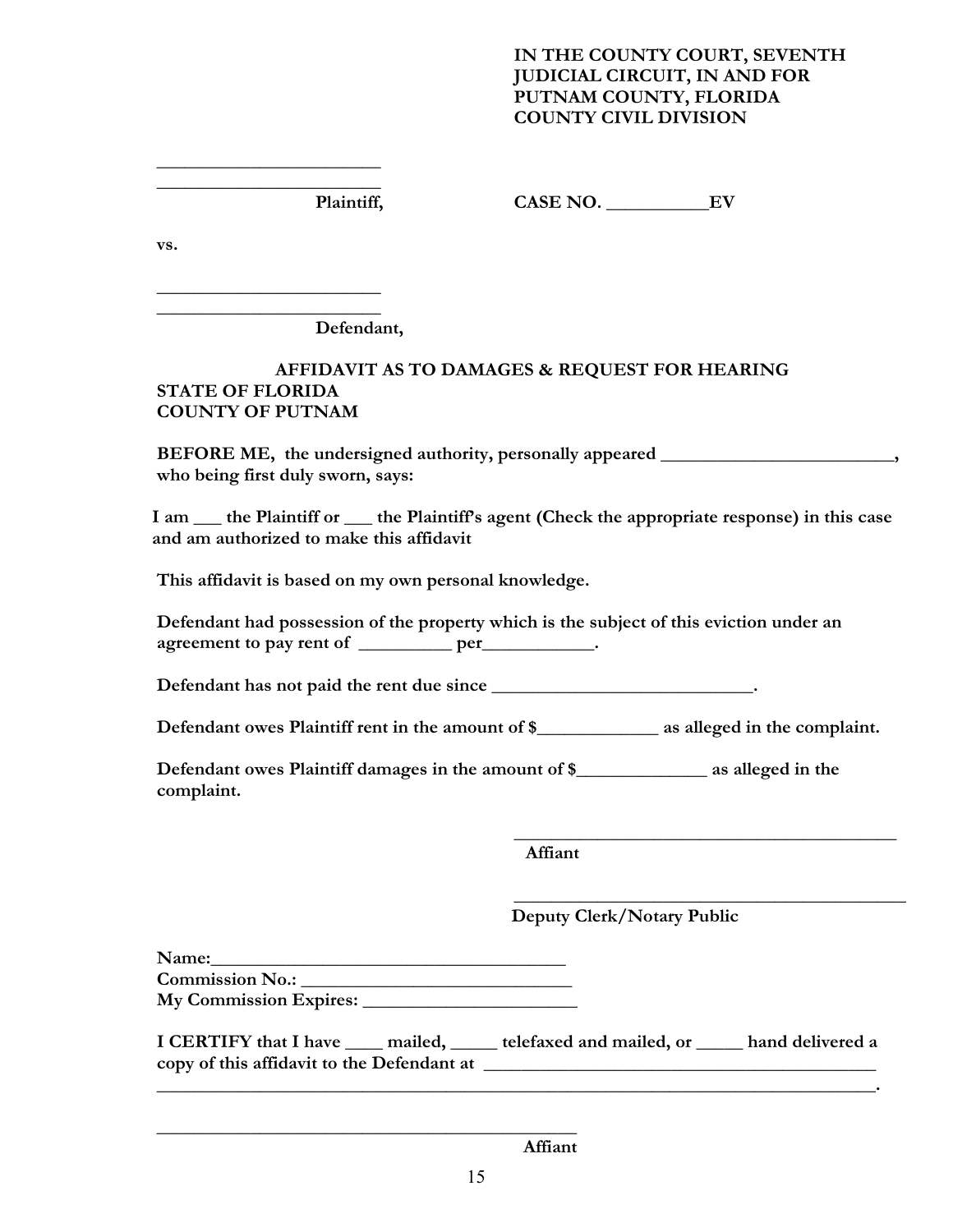**IN THE COUNTY COURT, SEVENTH JUDICIAL CIRCUIT, IN AND FOR PUTNAM COUNTY, FLORIDA COUNTY CIVIL DIVISION**

________________________
________________________
**Plaintiff,**

**CASE NO. ___________EV**

**vs.**

________________________
________________________
**Defendant,**

**AFFIDAVIT AS TO DAMAGES & REQUEST FOR HEARING**

**STATE OF FLORIDA**
**COUNTY OF PUTNAM**

**BEFORE ME, the undersigned authority, personally appeared _________________________, who being first duly sworn, says:**

**I am ___ the Plaintiff or ___ the Plaintiff's agent (Check the appropriate response) in this case and am authorized to make this affidavit**

**This affidavit is based on my own personal knowledge.**

**Defendant had possession of the property which is the subject of this eviction under an agreement to pay rent of __________ per____________.**

**Defendant has not paid the rent due since ____________________________.**

**Defendant owes Plaintiff rent in the amount of $_____________ as alleged in the complaint.**

**Defendant owes Plaintiff damages in the amount of $______________ as alleged in the complaint.**

__________________________________________
**Affiant**

__________________________________________
**Deputy Clerk/Notary Public**

**Name:**_______________________________________
**Commission No.:** _____________________________
**My Commission Expires:** _______________________

**I CERTIFY that I have ____ mailed, _____ telefaxed and mailed, or _____ hand delivered a copy of this affidavit to the Defendant at** ____________________________________________
_______________________________________________________________________________.

_______________________________________________
**Affiant**